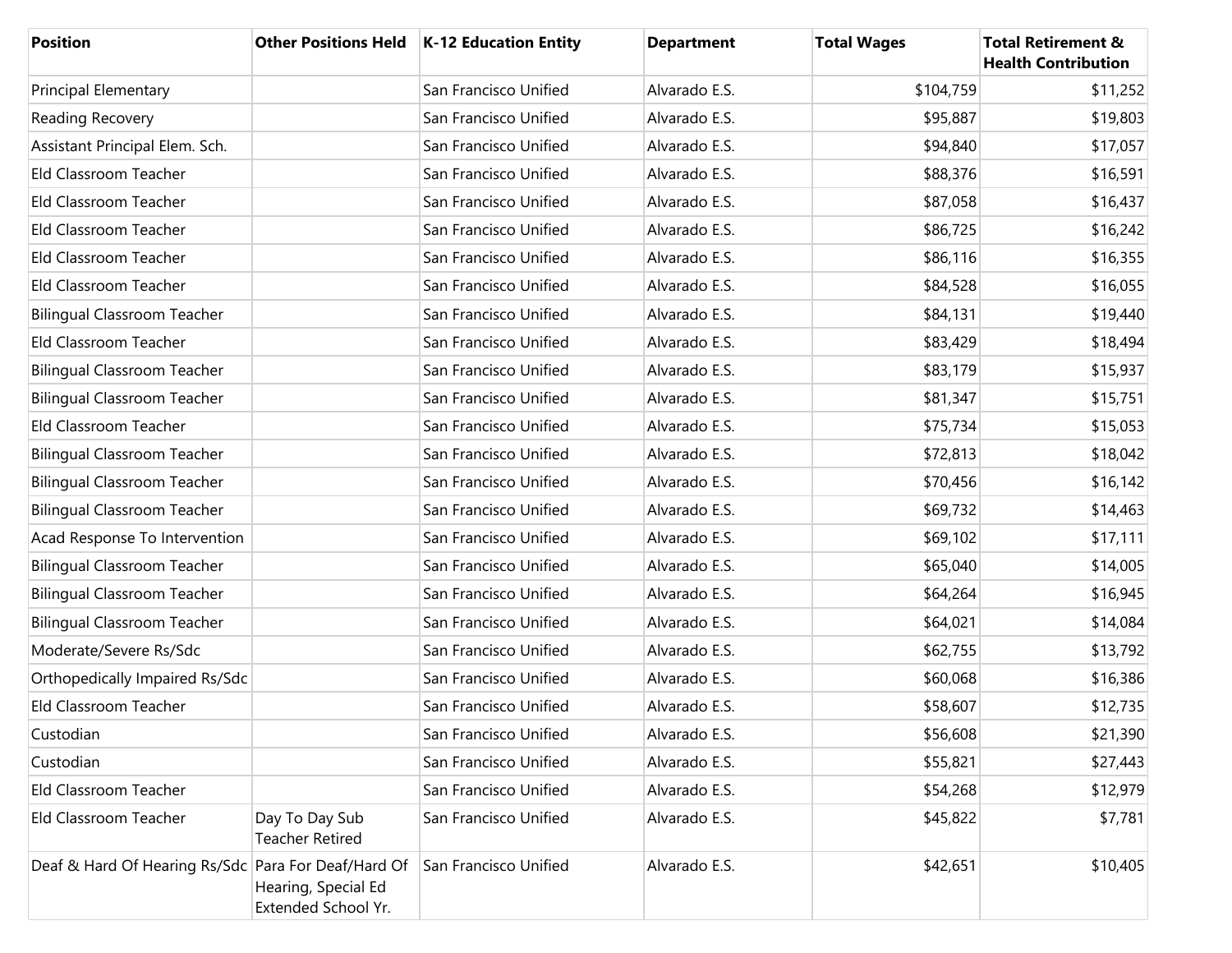| Position | Other Positions Held | K-12 Education Entity | Department | Total Wages | Total Retirement & Health Contribution |
|---|---|---|---|---|---|
| Principal Elementary | | San Francisco Unified | Alvarado E.S. | $104,759 | $11,252 |
| Reading Recovery | | San Francisco Unified | Alvarado E.S. | $95,887 | $19,803 |
| Assistant Principal Elem. Sch. | | San Francisco Unified | Alvarado E.S. | $94,840 | $17,057 |
| Eld Classroom Teacher | | San Francisco Unified | Alvarado E.S. | $88,376 | $16,591 |
| Eld Classroom Teacher | | San Francisco Unified | Alvarado E.S. | $87,058 | $16,437 |
| Eld Classroom Teacher | | San Francisco Unified | Alvarado E.S. | $86,725 | $16,242 |
| Eld Classroom Teacher | | San Francisco Unified | Alvarado E.S. | $86,116 | $16,355 |
| Eld Classroom Teacher | | San Francisco Unified | Alvarado E.S. | $84,528 | $16,055 |
| Bilingual Classroom Teacher | | San Francisco Unified | Alvarado E.S. | $84,131 | $19,440 |
| Eld Classroom Teacher | | San Francisco Unified | Alvarado E.S. | $83,429 | $18,494 |
| Bilingual Classroom Teacher | | San Francisco Unified | Alvarado E.S. | $83,179 | $15,937 |
| Bilingual Classroom Teacher | | San Francisco Unified | Alvarado E.S. | $81,347 | $15,751 |
| Eld Classroom Teacher | | San Francisco Unified | Alvarado E.S. | $75,734 | $15,053 |
| Bilingual Classroom Teacher | | San Francisco Unified | Alvarado E.S. | $72,813 | $18,042 |
| Bilingual Classroom Teacher | | San Francisco Unified | Alvarado E.S. | $70,456 | $16,142 |
| Bilingual Classroom Teacher | | San Francisco Unified | Alvarado E.S. | $69,732 | $14,463 |
| Acad Response To Intervention | | San Francisco Unified | Alvarado E.S. | $69,102 | $17,111 |
| Bilingual Classroom Teacher | | San Francisco Unified | Alvarado E.S. | $65,040 | $14,005 |
| Bilingual Classroom Teacher | | San Francisco Unified | Alvarado E.S. | $64,264 | $16,945 |
| Bilingual Classroom Teacher | | San Francisco Unified | Alvarado E.S. | $64,021 | $14,084 |
| Moderate/Severe Rs/Sdc | | San Francisco Unified | Alvarado E.S. | $62,755 | $13,792 |
| Orthopedically Impaired Rs/Sdc | | San Francisco Unified | Alvarado E.S. | $60,068 | $16,386 |
| Eld Classroom Teacher | | San Francisco Unified | Alvarado E.S. | $58,607 | $12,735 |
| Custodian | | San Francisco Unified | Alvarado E.S. | $56,608 | $21,390 |
| Custodian | | San Francisco Unified | Alvarado E.S. | $55,821 | $27,443 |
| Eld Classroom Teacher | | San Francisco Unified | Alvarado E.S. | $54,268 | $12,979 |
| Eld Classroom Teacher | Day To Day Sub Teacher Retired | San Francisco Unified | Alvarado E.S. | $45,822 | $7,781 |
| Deaf & Hard Of Hearing Rs/Sdc | Para For Deaf/Hard Of Hearing, Special Ed Extended School Yr. | San Francisco Unified | Alvarado E.S. | $42,651 | $10,405 |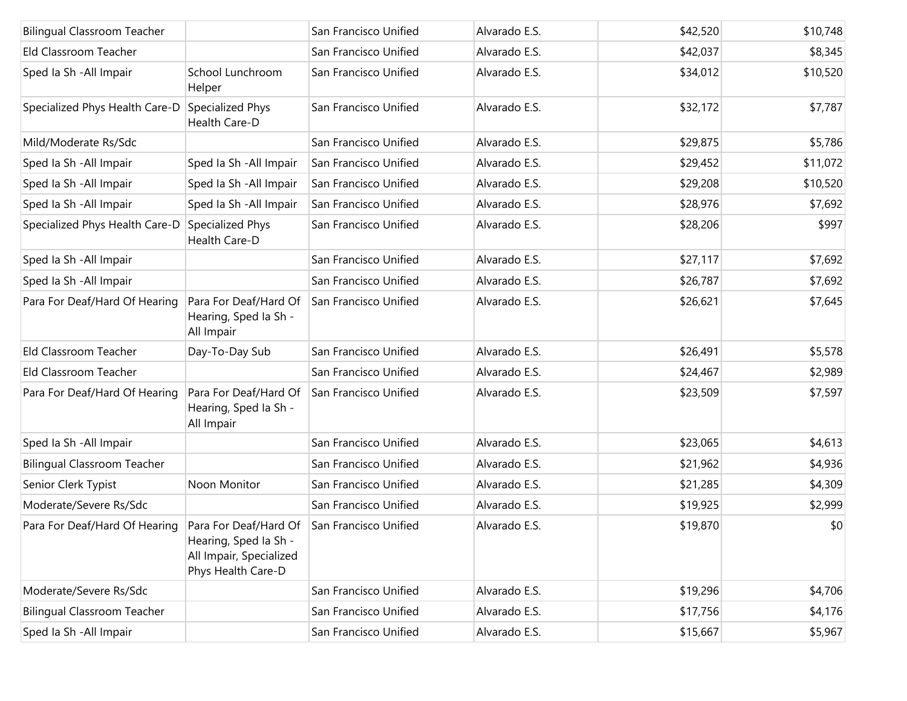| | | | | | |
|---|---|---|---|---|---|
| Bilingual Classroom Teacher | | San Francisco Unified | Alvarado E.S. | $42,520 | $10,748 |
| Eld Classroom Teacher | | San Francisco Unified | Alvarado E.S. | $42,037 | $8,345 |
| Sped Ia Sh -All Impair | School Lunchroom Helper | San Francisco Unified | Alvarado E.S. | $34,012 | $10,520 |
| Specialized Phys Health Care-D | Specialized Phys Health Care-D | San Francisco Unified | Alvarado E.S. | $32,172 | $7,787 |
| Mild/Moderate Rs/Sdc | | San Francisco Unified | Alvarado E.S. | $29,875 | $5,786 |
| Sped Ia Sh -All Impair | Sped Ia Sh -All Impair | San Francisco Unified | Alvarado E.S. | $29,452 | $11,072 |
| Sped Ia Sh -All Impair | Sped Ia Sh -All Impair | San Francisco Unified | Alvarado E.S. | $29,208 | $10,520 |
| Sped Ia Sh -All Impair | Sped Ia Sh -All Impair | San Francisco Unified | Alvarado E.S. | $28,976 | $7,692 |
| Specialized Phys Health Care-D | Specialized Phys Health Care-D | San Francisco Unified | Alvarado E.S. | $28,206 | $997 |
| Sped Ia Sh -All Impair | | San Francisco Unified | Alvarado E.S. | $27,117 | $7,692 |
| Sped Ia Sh -All Impair | | San Francisco Unified | Alvarado E.S. | $26,787 | $7,692 |
| Para For Deaf/Hard Of Hearing | Para For Deaf/Hard Of Hearing, Sped Ia Sh -All Impair | San Francisco Unified | Alvarado E.S. | $26,621 | $7,645 |
| Eld Classroom Teacher | Day-To-Day Sub | San Francisco Unified | Alvarado E.S. | $26,491 | $5,578 |
| Eld Classroom Teacher | | San Francisco Unified | Alvarado E.S. | $24,467 | $2,989 |
| Para For Deaf/Hard Of Hearing | Para For Deaf/Hard Of Hearing, Sped Ia Sh -All Impair | San Francisco Unified | Alvarado E.S. | $23,509 | $7,597 |
| Sped Ia Sh -All Impair | | San Francisco Unified | Alvarado E.S. | $23,065 | $4,613 |
| Bilingual Classroom Teacher | | San Francisco Unified | Alvarado E.S. | $21,962 | $4,936 |
| Senior Clerk Typist | Noon Monitor | San Francisco Unified | Alvarado E.S. | $21,285 | $4,309 |
| Moderate/Severe Rs/Sdc | | San Francisco Unified | Alvarado E.S. | $19,925 | $2,999 |
| Para For Deaf/Hard Of Hearing | Para For Deaf/Hard Of Hearing, Sped Ia Sh -All Impair, Specialized Phys Health Care-D | San Francisco Unified | Alvarado E.S. | $19,870 | $0 |
| Moderate/Severe Rs/Sdc | | San Francisco Unified | Alvarado E.S. | $19,296 | $4,706 |
| Bilingual Classroom Teacher | | San Francisco Unified | Alvarado E.S. | $17,756 | $4,176 |
| Sped Ia Sh -All Impair | | San Francisco Unified | Alvarado E.S. | $15,667 | $5,967 |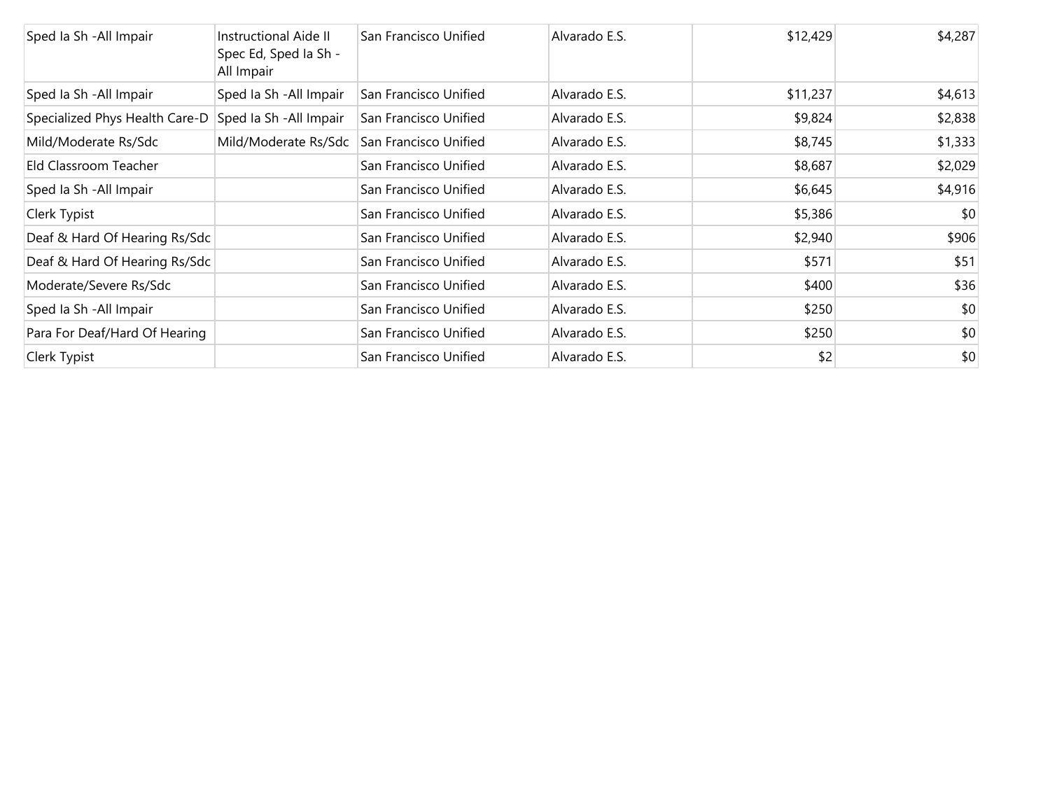| | | | | | |
|---|---|---|---|---|---|
| Sped Ia Sh -All Impair | Instructional Aide II Spec Ed, Sped Ia Sh - All Impair | San Francisco Unified | Alvarado E.S. | $12,429 | $4,287 |
| Sped Ia Sh -All Impair | Sped Ia Sh -All Impair | San Francisco Unified | Alvarado E.S. | $11,237 | $4,613 |
| Specialized Phys Health Care-D | Sped Ia Sh -All Impair | San Francisco Unified | Alvarado E.S. | $9,824 | $2,838 |
| Mild/Moderate Rs/Sdc | Mild/Moderate Rs/Sdc | San Francisco Unified | Alvarado E.S. | $8,745 | $1,333 |
| Eld Classroom Teacher | | San Francisco Unified | Alvarado E.S. | $8,687 | $2,029 |
| Sped Ia Sh -All Impair | | San Francisco Unified | Alvarado E.S. | $6,645 | $4,916 |
| Clerk Typist | | San Francisco Unified | Alvarado E.S. | $5,386 | $0 |
| Deaf & Hard Of Hearing Rs/Sdc | | San Francisco Unified | Alvarado E.S. | $2,940 | $906 |
| Deaf & Hard Of Hearing Rs/Sdc | | San Francisco Unified | Alvarado E.S. | $571 | $51 |
| Moderate/Severe Rs/Sdc | | San Francisco Unified | Alvarado E.S. | $400 | $36 |
| Sped Ia Sh -All Impair | | San Francisco Unified | Alvarado E.S. | $250 | $0 |
| Para For Deaf/Hard Of Hearing | | San Francisco Unified | Alvarado E.S. | $250 | $0 |
| Clerk Typist | | San Francisco Unified | Alvarado E.S. | $2 | $0 |